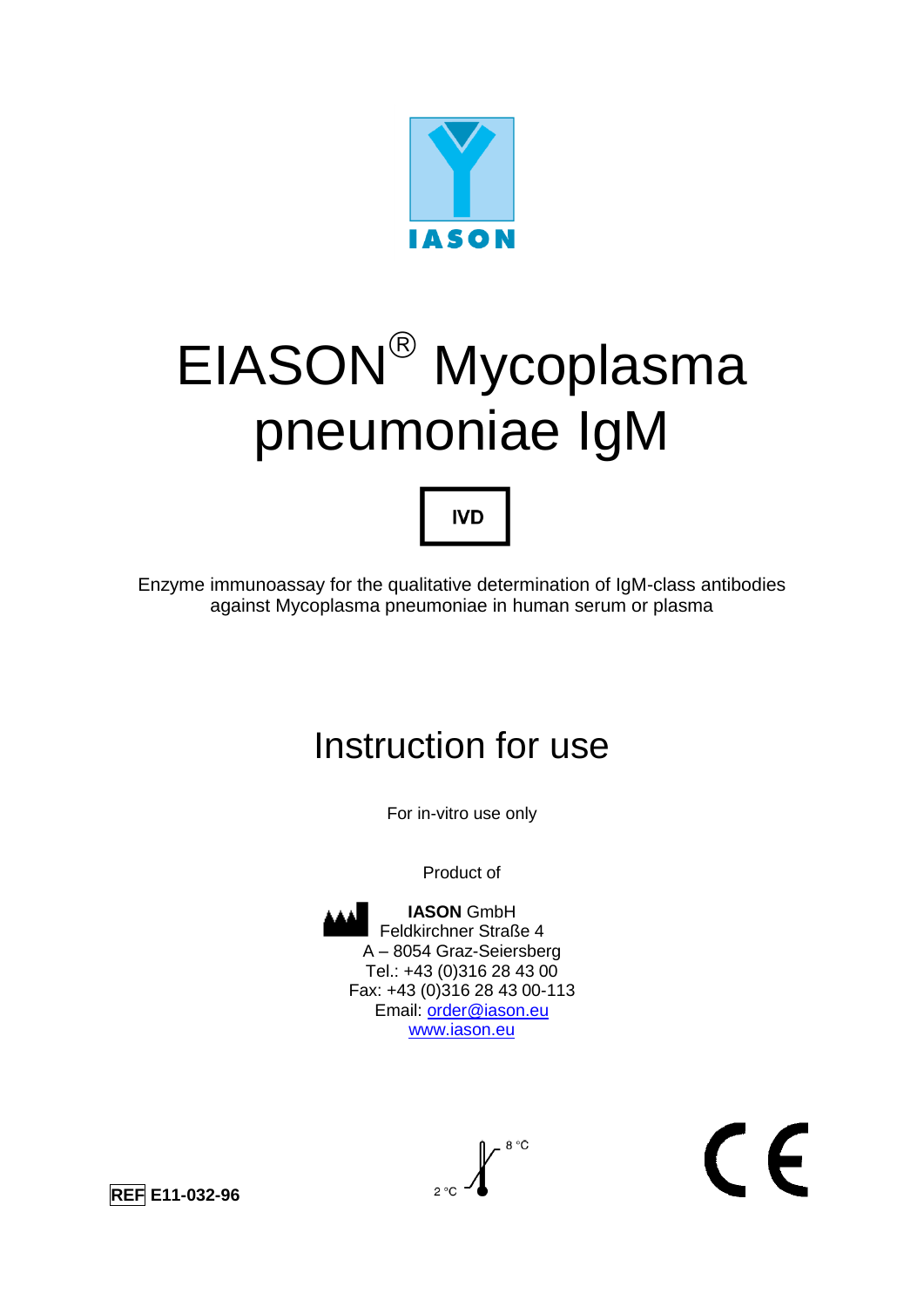IASON

# EIASON® Mycoplasma pneumoniae IgM

**IVD**

Enzyme immunoassay for the qualitative determination of IgM-class antibodies against Mycoplasma pneumoniae in human serum or plasma

## Instruction for use

For in-vitro use only

Product of

**IASON** GmbH
Feldkirchner Straße 4
A – 8054 Graz-Seiersberg
Tel.: +43 (0)316 28 43 00
Fax: +43 (0)316 28 43 00-113
Email: order@iason.eu
www.iason.eu

**REF E11-032-96**

2 °C – 8 °C

CE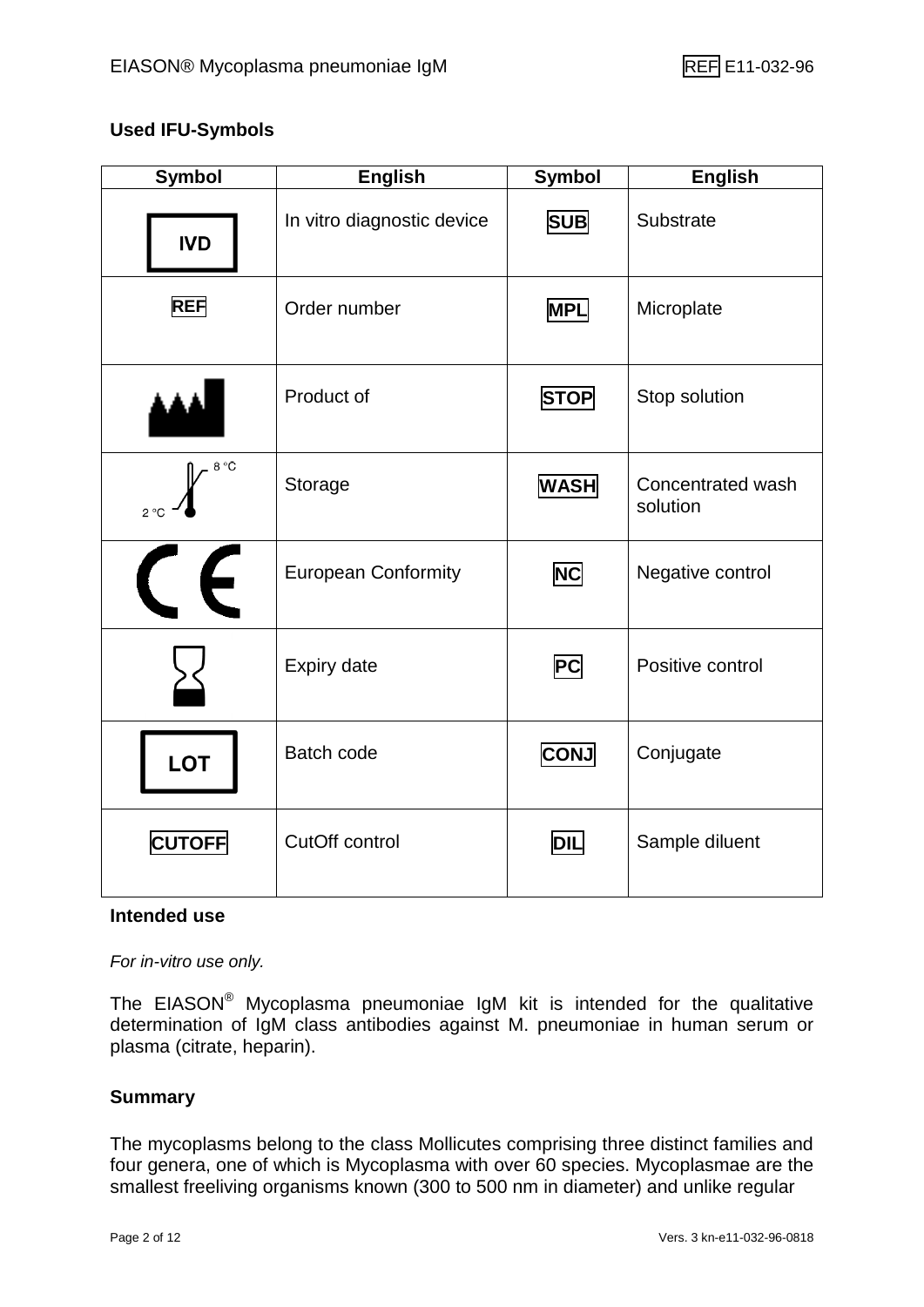## Used IFU-Symbols

| Symbol | English | Symbol | English |
|---|---|---|---|
| IVD | In vitro diagnostic device | SUB | Substrate |
| REF | Order number | MPL | Microplate |
| | Product of | STOP | Stop solution |
| 2 °C – 8 °C | Storage | WASH | Concentrated wash solution |
| CE | European Conformity | NC | Negative control |
| | Expiry date | PC | Positive control |
| LOT | Batch code | CONJ | Conjugate |
| CUTOFF | CutOff control | DIL | Sample diluent |

## Intended use

*For in-vitro use only.*

The EIASON® Mycoplasma pneumoniae IgM kit is intended for the qualitative determination of IgM class antibodies against M. pneumoniae in human serum or plasma (citrate, heparin).

## Summary

The mycoplasms belong to the class Mollicutes comprising three distinct families and four genera, one of which is Mycoplasma with over 60 species. Mycoplasmae are the smallest freeliving organisms known (300 to 500 nm in diameter) and unlike regular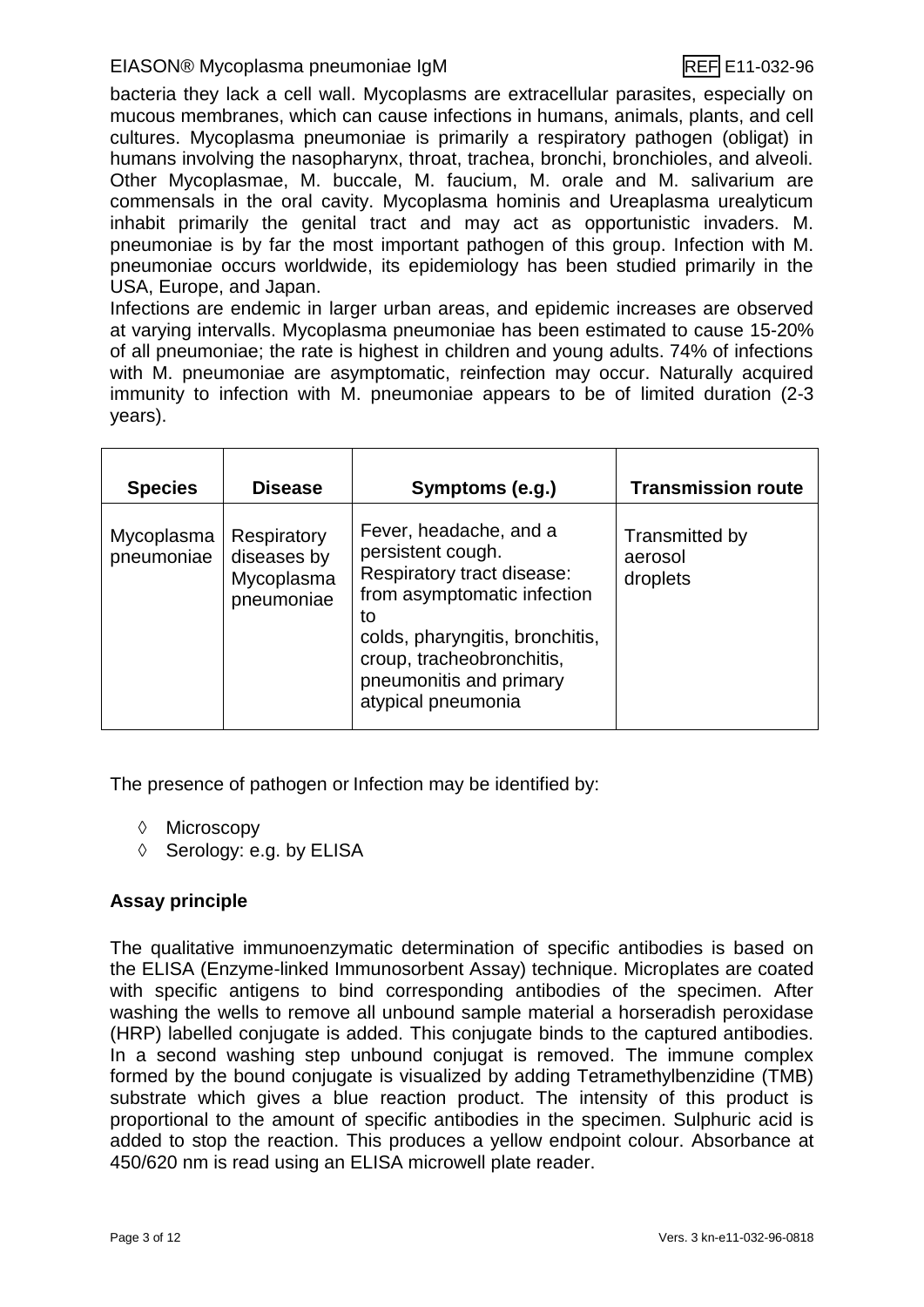bacteria they lack a cell wall. Mycoplasms are extracellular parasites, especially on mucous membranes, which can cause infections in humans, animals, plants, and cell cultures. Mycoplasma pneumoniae is primarily a respiratory pathogen (obligat) in humans involving the nasopharynx, throat, trachea, bronchi, bronchioles, and alveoli. Other Mycoplasmae, M. buccale, M. faucium, M. orale and M. salivarium are commensals in the oral cavity. Mycoplasma hominis and Ureaplasma urealyticum inhabit primarily the genital tract and may act as opportunistic invaders. M. pneumoniae is by far the most important pathogen of this group. Infection with M. pneumoniae occurs worldwide, its epidemiology has been studied primarily in the USA, Europe, and Japan.

Infections are endemic in larger urban areas, and epidemic increases are observed at varying intervalls. Mycoplasma pneumoniae has been estimated to cause 15-20% of all pneumoniae; the rate is highest in children and young adults. 74% of infections with M. pneumoniae are asymptomatic, reinfection may occur. Naturally acquired immunity to infection with M. pneumoniae appears to be of limited duration (2-3 years).

| Species | Disease | Symptoms (e.g.) | Transmission route |
|---|---|---|---|
| Mycoplasma pneumoniae | Respiratory diseases by Mycoplasma pneumoniae | Fever, headache, and a persistent cough. Respiratory tract disease: from asymptomatic infection to colds, pharyngitis, bronchitis, croup, tracheobronchitis, pneumonitis and primary atypical pneumonia | Transmitted by aerosol droplets |

The presence of pathogen or Infection may be identified by:

- ◊ Microscopy
- ◊ Serology: e.g. by ELISA

**Assay principle**

The qualitative immunoenzymatic determination of specific antibodies is based on the ELISA (Enzyme-linked Immunosorbent Assay) technique. Microplates are coated with specific antigens to bind corresponding antibodies of the specimen. After washing the wells to remove all unbound sample material a horseradish peroxidase (HRP) labelled conjugate is added. This conjugate binds to the captured antibodies. In a second washing step unbound conjugat is removed. The immune complex formed by the bound conjugate is visualized by adding Tetramethylbenzidine (TMB) substrate which gives a blue reaction product. The intensity of this product is proportional to the amount of specific antibodies in the specimen. Sulphuric acid is added to stop the reaction. This produces a yellow endpoint colour. Absorbance at 450/620 nm is read using an ELISA microwell plate reader.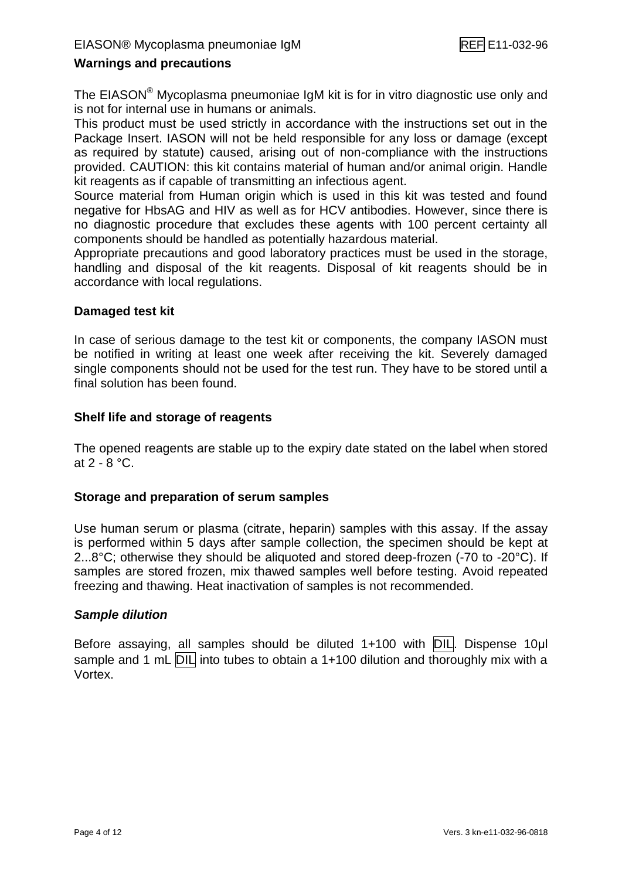## Warnings and precautions

The EIASON® Mycoplasma pneumoniae IgM kit is for in vitro diagnostic use only and is not for internal use in humans or animals.
This product must be used strictly in accordance with the instructions set out in the Package Insert. IASON will not be held responsible for any loss or damage (except as required by statute) caused, arising out of non-compliance with the instructions provided. CAUTION: this kit contains material of human and/or animal origin. Handle kit reagents as if capable of transmitting an infectious agent.
Source material from Human origin which is used in this kit was tested and found negative for HbsAG and HIV as well as for HCV antibodies. However, since there is no diagnostic procedure that excludes these agents with 100 percent certainty all components should be handled as potentially hazardous material.
Appropriate precautions and good laboratory practices must be used in the storage, handling and disposal of the kit reagents. Disposal of kit reagents should be in accordance with local regulations.

## Damaged test kit

In case of serious damage to the test kit or components, the company IASON must be notified in writing at least one week after receiving the kit. Severely damaged single components should not be used for the test run. They have to be stored until a final solution has been found.

## Shelf life and storage of reagents

The opened reagents are stable up to the expiry date stated on the label when stored at 2 - 8 °C.

## Storage and preparation of serum samples

Use human serum or plasma (citrate, heparin) samples with this assay. If the assay is performed within 5 days after sample collection, the specimen should be kept at 2...8°C; otherwise they should be aliquoted and stored deep-frozen (-70 to -20°C). If samples are stored frozen, mix thawed samples well before testing. Avoid repeated freezing and thawing. Heat inactivation of samples is not recommended.

### *Sample dilution*

Before assaying, all samples should be diluted 1+100 with DIL. Dispense 10µl sample and 1 mL DIL into tubes to obtain a 1+100 dilution and thoroughly mix with a Vortex.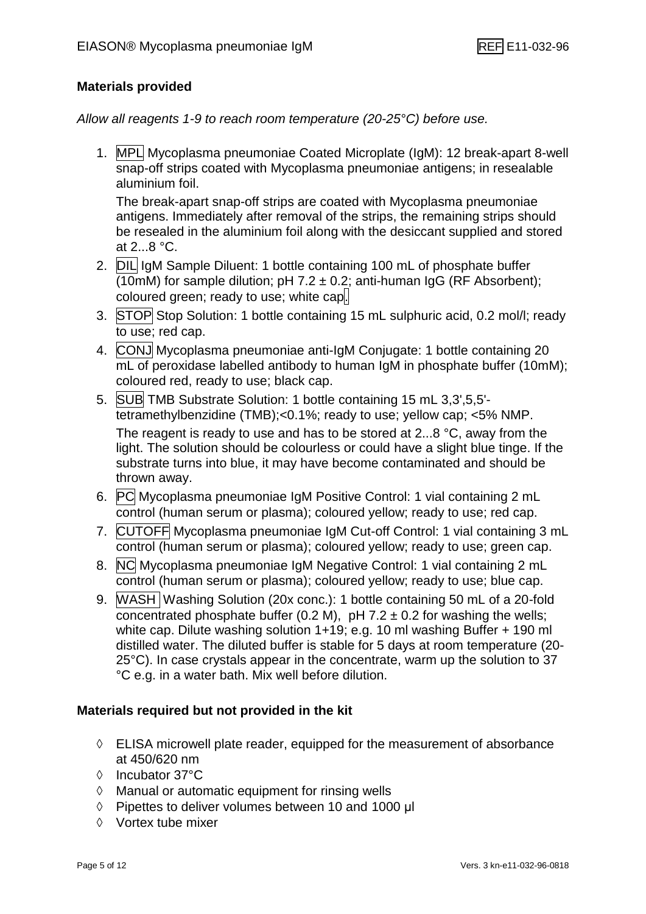## Materials provided

*Allow all reagents 1-9 to reach room temperature (20-25°C) before use.*

1. MPL Mycoplasma pneumoniae Coated Microplate (IgM): 12 break-apart 8-well snap-off strips coated with Mycoplasma pneumoniae antigens; in resealable aluminium foil.

   The break-apart snap-off strips are coated with Mycoplasma pneumoniae antigens. Immediately after removal of the strips, the remaining strips should be resealed in the aluminium foil along with the desiccant supplied and stored at 2...8 °C.
2. DIL IgM Sample Diluent: 1 bottle containing 100 mL of phosphate buffer (10mM) for sample dilution; pH 7.2 ± 0.2; anti-human IgG (RF Absorbent); coloured green; ready to use; white cap.
3. STOP Stop Solution: 1 bottle containing 15 mL sulphuric acid, 0.2 mol/l; ready to use; red cap.
4. CONJ Mycoplasma pneumoniae anti-IgM Conjugate: 1 bottle containing 20 mL of peroxidase labelled antibody to human IgM in phosphate buffer (10mM); coloured red, ready to use; black cap.
5. SUB TMB Substrate Solution: 1 bottle containing 15 mL 3,3',5,5'-tetramethylbenzidine (TMB);<0.1%; ready to use; yellow cap; <5% NMP.

   The reagent is ready to use and has to be stored at 2...8 °C, away from the light. The solution should be colourless or could have a slight blue tinge. If the substrate turns into blue, it may have become contaminated and should be thrown away.
6. PC Mycoplasma pneumoniae IgM Positive Control: 1 vial containing 2 mL control (human serum or plasma); coloured yellow; ready to use; red cap.
7. CUTOFF Mycoplasma pneumoniae IgM Cut-off Control: 1 vial containing 3 mL control (human serum or plasma); coloured yellow; ready to use; green cap.
8. NC Mycoplasma pneumoniae IgM Negative Control: 1 vial containing 2 mL control (human serum or plasma); coloured yellow; ready to use; blue cap.
9. WASH Washing Solution (20x conc.): 1 bottle containing 50 mL of a 20-fold concentrated phosphate buffer (0.2 M), pH 7.2 ± 0.2 for washing the wells; white cap. Dilute washing solution 1+19; e.g. 10 ml washing Buffer + 190 ml distilled water. The diluted buffer is stable for 5 days at room temperature (20-25°C). In case crystals appear in the concentrate, warm up the solution to 37 °C e.g. in a water bath. Mix well before dilution.

## Materials required but not provided in the kit

- ◊ ELISA microwell plate reader, equipped for the measurement of absorbance at 450/620 nm
- ◊ Incubator 37°C
- ◊ Manual or automatic equipment for rinsing wells
- ◊ Pipettes to deliver volumes between 10 and 1000 µl
- ◊ Vortex tube mixer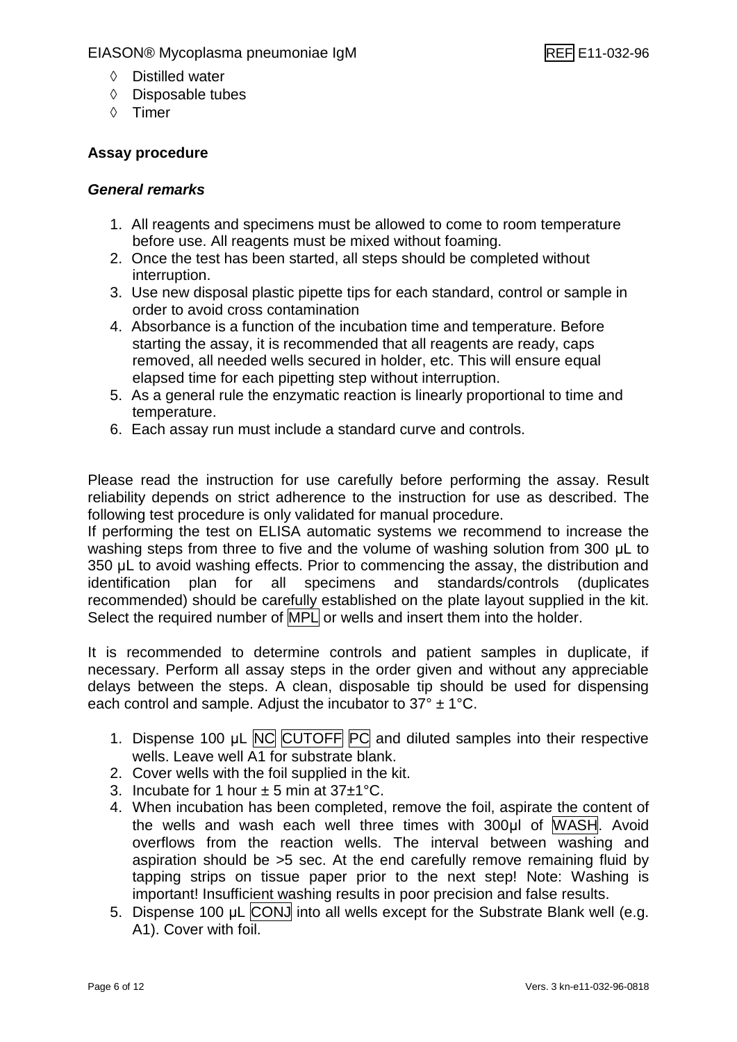◊ Distilled water
◊ Disposable tubes
◊ Timer

## Assay procedure

### *General remarks*

1. All reagents and specimens must be allowed to come to room temperature before use. All reagents must be mixed without foaming.
2. Once the test has been started, all steps should be completed without interruption.
3. Use new disposal plastic pipette tips for each standard, control or sample in order to avoid cross contamination
4. Absorbance is a function of the incubation time and temperature. Before starting the assay, it is recommended that all reagents are ready, caps removed, all needed wells secured in holder, etc. This will ensure equal elapsed time for each pipetting step without interruption.
5. As a general rule the enzymatic reaction is linearly proportional to time and temperature.
6. Each assay run must include a standard curve and controls.

Please read the instruction for use carefully before performing the assay. Result reliability depends on strict adherence to the instruction for use as described. The following test procedure is only validated for manual procedure.
If performing the test on ELISA automatic systems we recommend to increase the washing steps from three to five and the volume of washing solution from 300 µL to 350 µL to avoid washing effects. Prior to commencing the assay, the distribution and identification plan for all specimens and standards/controls (duplicates recommended) should be carefully established on the plate layout supplied in the kit. Select the required number of MPL or wells and insert them into the holder.

It is recommended to determine controls and patient samples in duplicate, if necessary. Perform all assay steps in the order given and without any appreciable delays between the steps. A clean, disposable tip should be used for dispensing each control and sample. Adjust the incubator to 37° ± 1°C.

1. Dispense 100 µL NC CUTOFF PC and diluted samples into their respective wells. Leave well A1 for substrate blank.
2. Cover wells with the foil supplied in the kit.
3. Incubate for 1 hour ± 5 min at 37±1°C.
4. When incubation has been completed, remove the foil, aspirate the content of the wells and wash each well three times with 300µl of WASH. Avoid overflows from the reaction wells. The interval between washing and aspiration should be >5 sec. At the end carefully remove remaining fluid by tapping strips on tissue paper prior to the next step! Note: Washing is important! Insufficient washing results in poor precision and false results.
5. Dispense 100 µL CONJ into all wells except for the Substrate Blank well (e.g. A1). Cover with foil.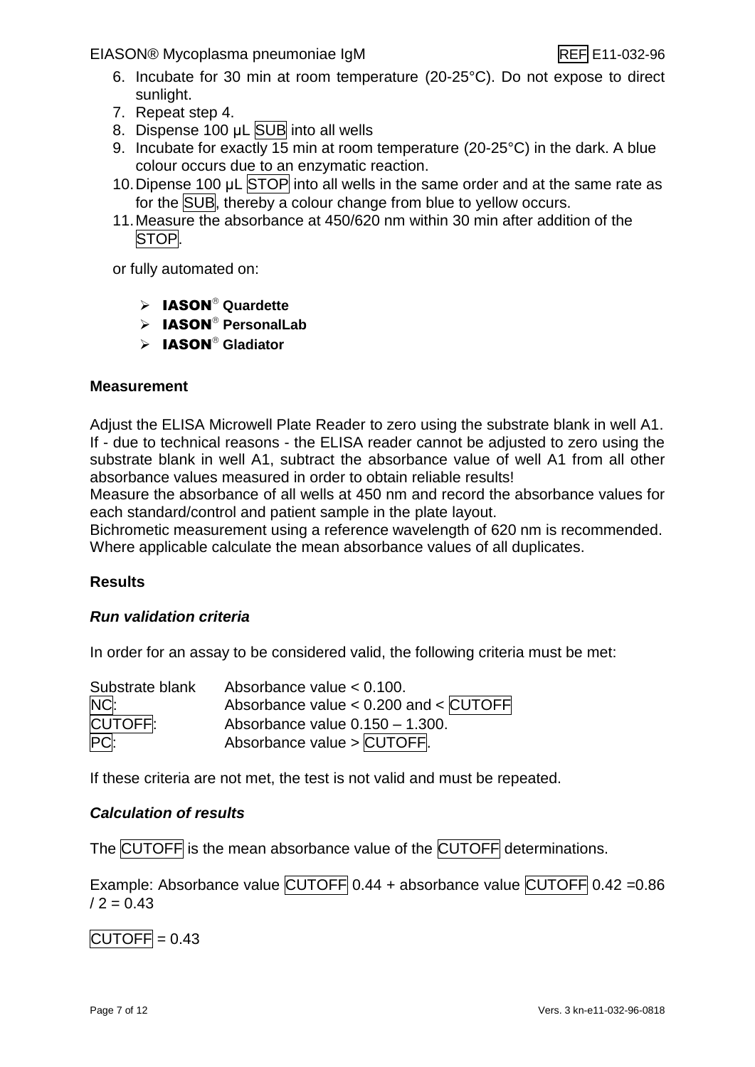6. Incubate for 30 min at room temperature (20-25°C). Do not expose to direct sunlight.
7. Repeat step 4.
8. Dispense 100 µL SUB into all wells
9. Incubate for exactly 15 min at room temperature (20-25°C) in the dark. A blue colour occurs due to an enzymatic reaction.
10. Dipense 100 µL STOP into all wells in the same order and at the same rate as for the SUB, thereby a colour change from blue to yellow occurs.
11. Measure the absorbance at 450/620 nm within 30 min after addition of the STOP.

or fully automated on:

- **IASON® Quardette**
- **IASON® PersonalLab**
- **IASON® Gladiator**

**Measurement**

Adjust the ELISA Microwell Plate Reader to zero using the substrate blank in well A1. If - due to technical reasons - the ELISA reader cannot be adjusted to zero using the substrate blank in well A1, subtract the absorbance value of well A1 from all other absorbance values measured in order to obtain reliable results!
Measure the absorbance of all wells at 450 nm and record the absorbance values for each standard/control and patient sample in the plate layout.
Bichrometic measurement using a reference wavelength of 620 nm is recommended.
Where applicable calculate the mean absorbance values of all duplicates.

**Results**

***Run validation criteria***

In order for an assay to be considered valid, the following criteria must be met:

| | |
|---|---|
| Substrate blank | Absorbance value < 0.100. |
| NC: | Absorbance value < 0.200 and < CUTOFF |
| CUTOFF: | Absorbance value 0.150 – 1.300. |
| PC: | Absorbance value > CUTOFF. |

If these criteria are not met, the test is not valid and must be repeated.

***Calculation of results***

The CUTOFF is the mean absorbance value of the CUTOFF determinations.

Example: Absorbance value CUTOFF 0.44 + absorbance value CUTOFF 0.42 =0.86 / 2 = 0.43

CUTOFF = 0.43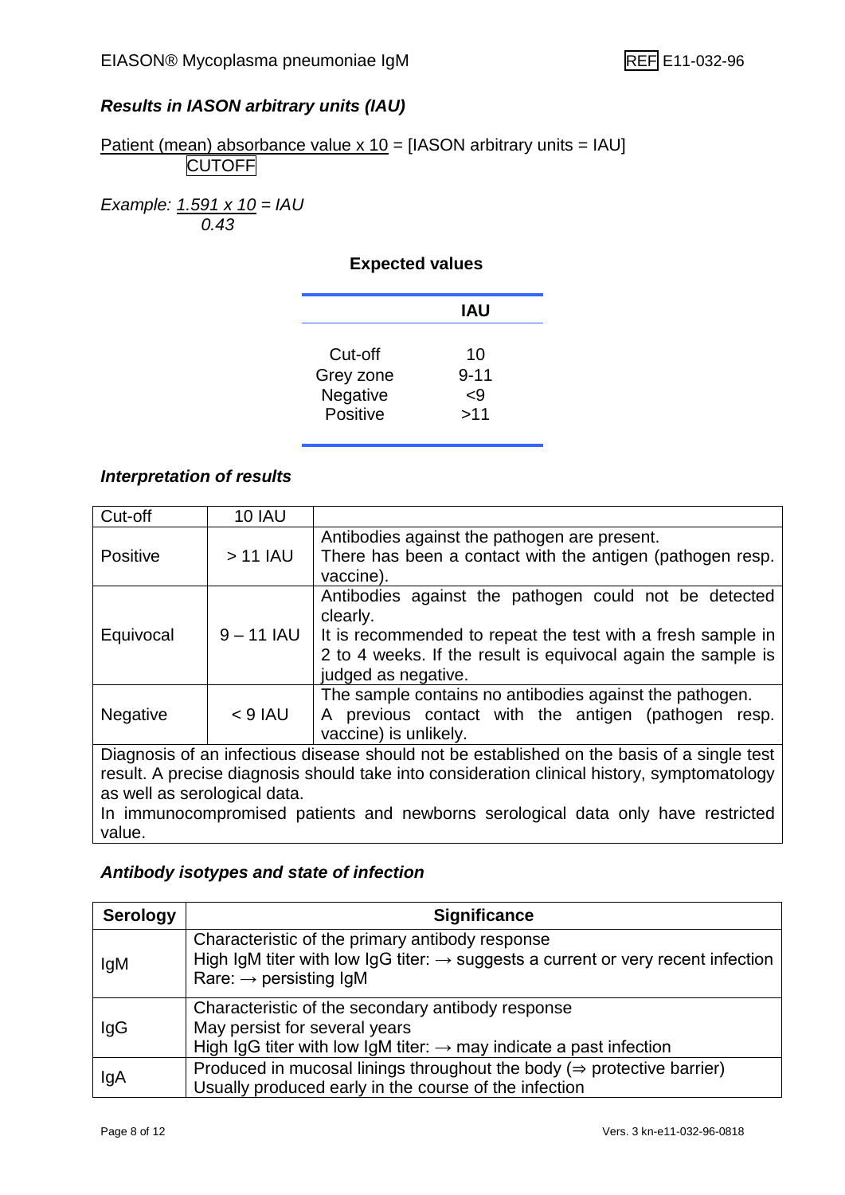### *Results in IASON arbitrary units (IAU)*

$$\frac{\text{Patient (mean) absorbance value} \times 10}{\text{CUTOFF}} = [\text{IASON arbitrary units} = \text{IAU}]$$

*Example:* $\frac{1.591 \times 10}{0.43} = IAU$

**Expected values**

| | IAU |
|---|---|
| Cut-off | 10 |
| Grey zone | 9-11 |
| Negative | <9 |
| Positive | >11 |

### *Interpretation of results*

| Cut-off | 10 IAU | |
|---|---|---|
| Positive | > 11 IAU | Antibodies against the pathogen are present. There has been a contact with the antigen (pathogen resp. vaccine). |
| Equivocal | 9 – 11 IAU | Antibodies against the pathogen could not be detected clearly. It is recommended to repeat the test with a fresh sample in 2 to 4 weeks. If the result is equivocal again the sample is judged as negative. |
| Negative | < 9 IAU | The sample contains no antibodies against the pathogen. A previous contact with the antigen (pathogen resp. vaccine) is unlikely. |

Diagnosis of an infectious disease should not be established on the basis of a single test result. A precise diagnosis should take into consideration clinical history, symptomatology as well as serological data.
In immunocompromised patients and newborns serological data only have restricted value.

### *Antibody isotypes and state of infection*

| Serology | Significance |
|---|---|
| IgM | Characteristic of the primary antibody response<br>High IgM titer with low IgG titer: → suggests a current or very recent infection<br>Rare: → persisting IgM |
| IgG | Characteristic of the secondary antibody response<br>May persist for several years<br>High IgG titer with low IgM titer: → may indicate a past infection |
| IgA | Produced in mucosal linings throughout the body (⇒ protective barrier)<br>Usually produced early in the course of the infection |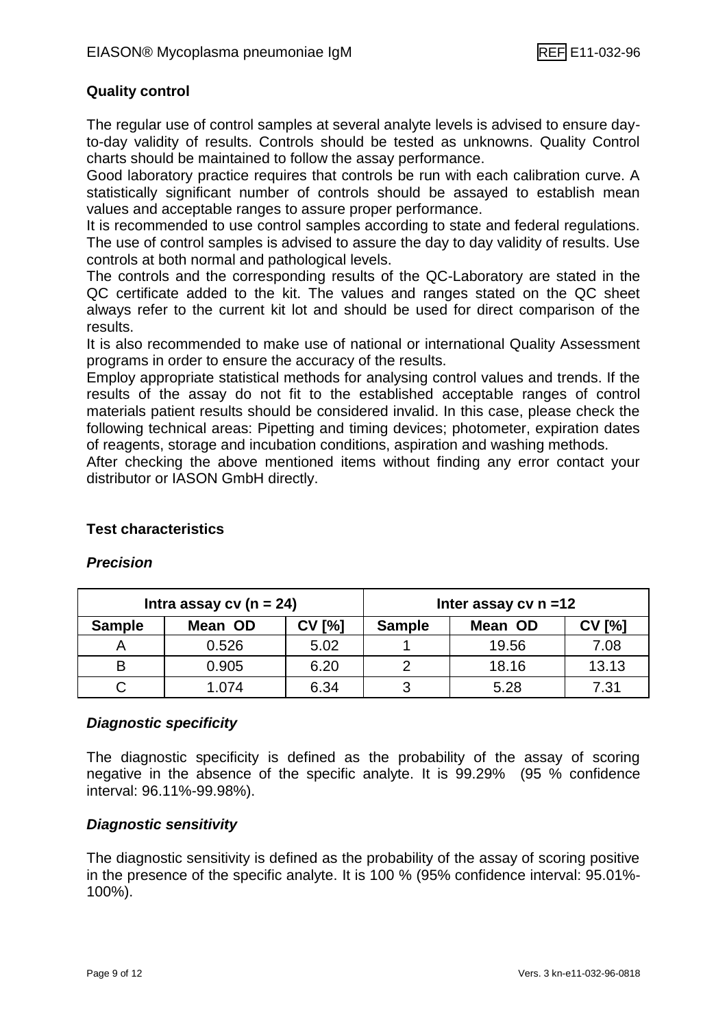## Quality control

The regular use of control samples at several analyte levels is advised to ensure day-to-day validity of results. Controls should be tested as unknowns. Quality Control charts should be maintained to follow the assay performance.
Good laboratory practice requires that controls be run with each calibration curve. A statistically significant number of controls should be assayed to establish mean values and acceptable ranges to assure proper performance.
It is recommended to use control samples according to state and federal regulations. The use of control samples is advised to assure the day to day validity of results. Use controls at both normal and pathological levels.
The controls and the corresponding results of the QC-Laboratory are stated in the QC certificate added to the kit. The values and ranges stated on the QC sheet always refer to the current kit lot and should be used for direct comparison of the results.
It is also recommended to make use of national or international Quality Assessment programs in order to ensure the accuracy of the results.
Employ appropriate statistical methods for analysing control values and trends. If the results of the assay do not fit to the established acceptable ranges of control materials patient results should be considered invalid. In this case, please check the following technical areas: Pipetting and timing devices; photometer, expiration dates of reagents, storage and incubation conditions, aspiration and washing methods.
After checking the above mentioned items without finding any error contact your distributor or IASON GmbH directly.

## Test characteristics

### *Precision*

| Intra assay cv (n = 24) | | | Inter assay cv n =12 | | |
|---|---|---|---|---|---|
| **Sample** | **Mean OD** | **CV [%]** | **Sample** | **Mean OD** | **CV [%]** |
| A | 0.526 | 5.02 | 1 | 19.56 | 7.08 |
| B | 0.905 | 6.20 | 2 | 18.16 | 13.13 |
| C | 1.074 | 6.34 | 3 | 5.28 | 7.31 |

### *Diagnostic specificity*

The diagnostic specificity is defined as the probability of the assay of scoring negative in the absence of the specific analyte. It is 99.29% (95 % confidence interval: 96.11%-99.98%).

### *Diagnostic sensitivity*

The diagnostic sensitivity is defined as the probability of the assay of scoring positive in the presence of the specific analyte. It is 100 % (95% confidence interval: 95.01%-100%).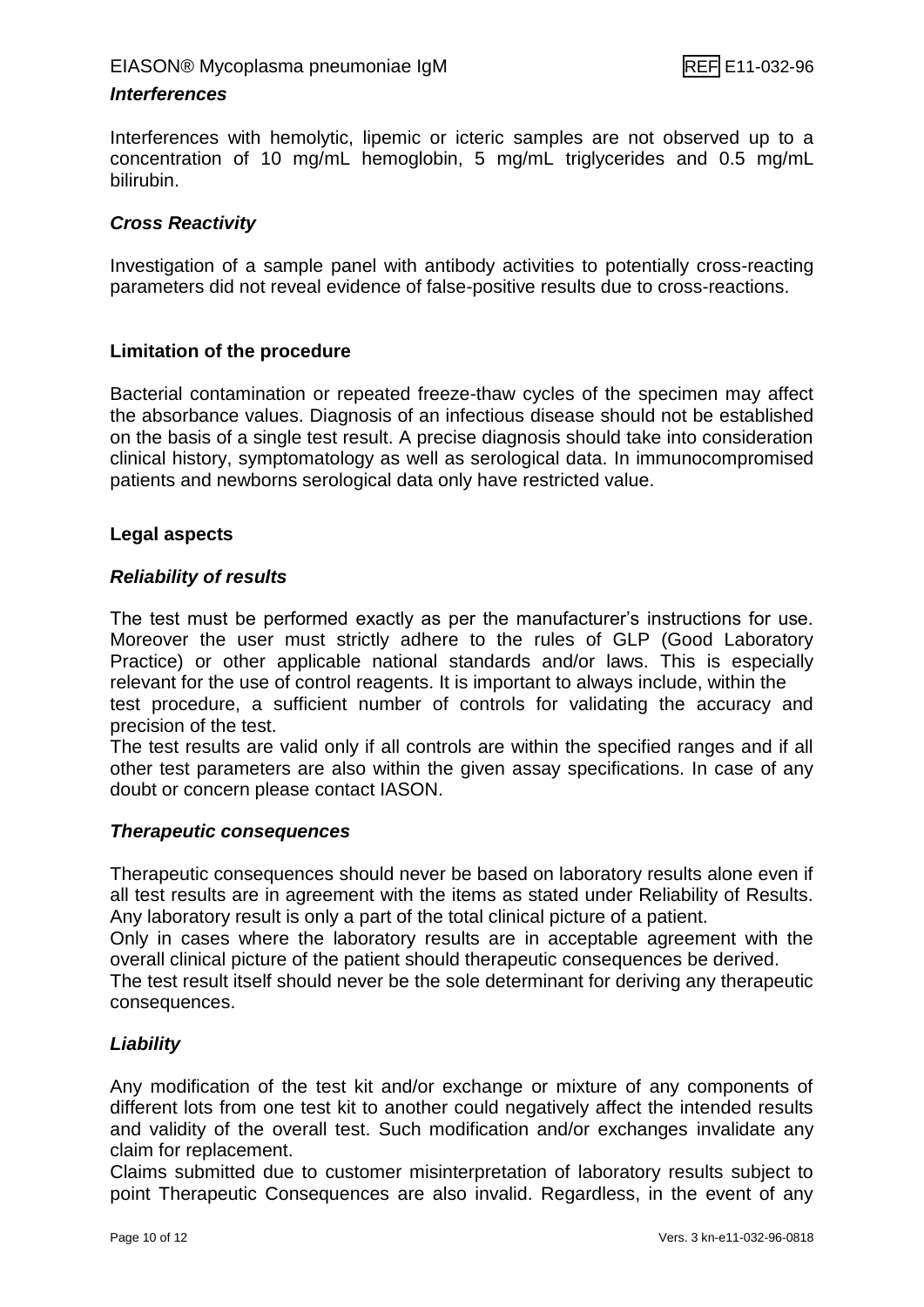### *Interferences*

Interferences with hemolytic, lipemic or icteric samples are not observed up to a concentration of 10 mg/mL hemoglobin, 5 mg/mL triglycerides and 0.5 mg/mL bilirubin.

### *Cross Reactivity*

Investigation of a sample panel with antibody activities to potentially cross-reacting parameters did not reveal evidence of false-positive results due to cross-reactions.

## Limitation of the procedure

Bacterial contamination or repeated freeze-thaw cycles of the specimen may affect the absorbance values. Diagnosis of an infectious disease should not be established on the basis of a single test result. A precise diagnosis should take into consideration clinical history, symptomatology as well as serological data. In immunocompromised patients and newborns serological data only have restricted value.

## Legal aspects

### *Reliability of results*

The test must be performed exactly as per the manufacturer's instructions for use. Moreover the user must strictly adhere to the rules of GLP (Good Laboratory Practice) or other applicable national standards and/or laws. This is especially relevant for the use of control reagents. It is important to always include, within the test procedure, a sufficient number of controls for validating the accuracy and precision of the test.

The test results are valid only if all controls are within the specified ranges and if all other test parameters are also within the given assay specifications. In case of any doubt or concern please contact IASON.

### *Therapeutic consequences*

Therapeutic consequences should never be based on laboratory results alone even if all test results are in agreement with the items as stated under Reliability of Results. Any laboratory result is only a part of the total clinical picture of a patient.

Only in cases where the laboratory results are in acceptable agreement with the overall clinical picture of the patient should therapeutic consequences be derived.

The test result itself should never be the sole determinant for deriving any therapeutic consequences.

### *Liability*

Any modification of the test kit and/or exchange or mixture of any components of different lots from one test kit to another could negatively affect the intended results and validity of the overall test. Such modification and/or exchanges invalidate any claim for replacement.

Claims submitted due to customer misinterpretation of laboratory results subject to point Therapeutic Consequences are also invalid. Regardless, in the event of any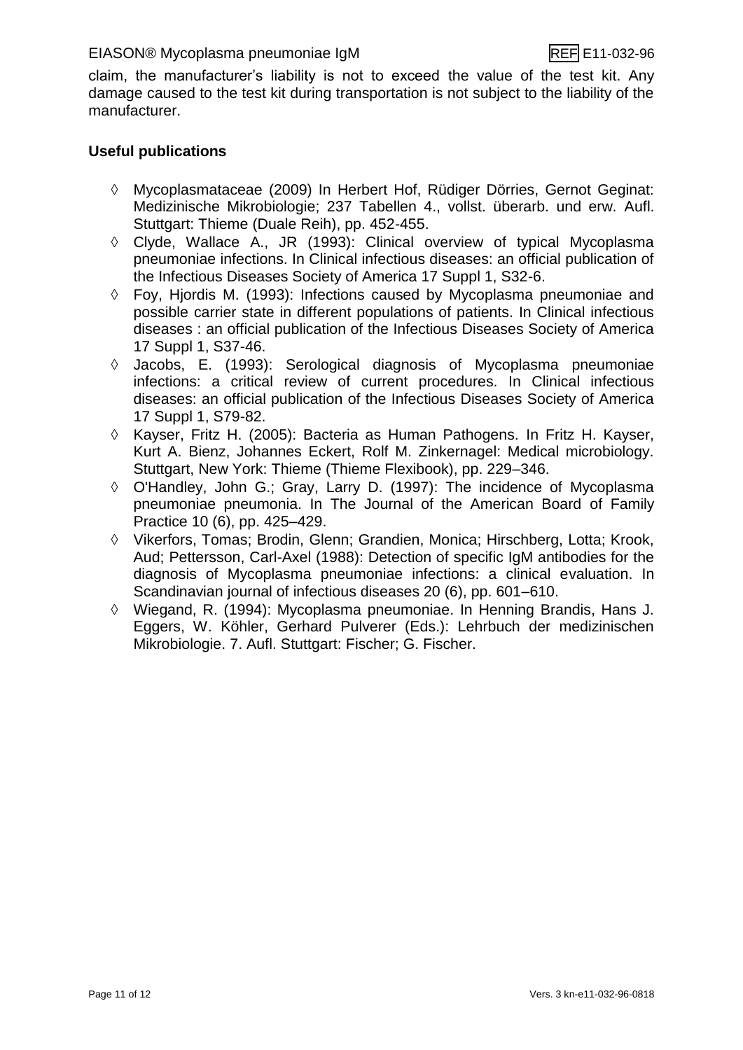claim, the manufacturer's liability is not to exceed the value of the test kit. Any damage caused to the test kit during transportation is not subject to the liability of the manufacturer.

**Useful publications**

- ◊ Mycoplasmataceae (2009) In Herbert Hof, Rüdiger Dörries, Gernot Geginat: Medizinische Mikrobiologie; 237 Tabellen 4., vollst. überarb. und erw. Aufl. Stuttgart: Thieme (Duale Reih), pp. 452-455.
- ◊ Clyde, Wallace A., JR (1993): Clinical overview of typical Mycoplasma pneumoniae infections. In Clinical infectious diseases: an official publication of the Infectious Diseases Society of America 17 Suppl 1, S32-6.
- ◊ Foy, Hjordis M. (1993): Infections caused by Mycoplasma pneumoniae and possible carrier state in different populations of patients. In Clinical infectious diseases : an official publication of the Infectious Diseases Society of America 17 Suppl 1, S37-46.
- ◊ Jacobs, E. (1993): Serological diagnosis of Mycoplasma pneumoniae infections: a critical review of current procedures. In Clinical infectious diseases: an official publication of the Infectious Diseases Society of America 17 Suppl 1, S79-82.
- ◊ Kayser, Fritz H. (2005): Bacteria as Human Pathogens. In Fritz H. Kayser, Kurt A. Bienz, Johannes Eckert, Rolf M. Zinkernagel: Medical microbiology. Stuttgart, New York: Thieme (Thieme Flexibook), pp. 229–346.
- ◊ O'Handley, John G.; Gray, Larry D. (1997): The incidence of Mycoplasma pneumoniae pneumonia. In The Journal of the American Board of Family Practice 10 (6), pp. 425–429.
- ◊ Vikerfors, Tomas; Brodin, Glenn; Grandien, Monica; Hirschberg, Lotta; Krook, Aud; Pettersson, Carl-Axel (1988): Detection of specific IgM antibodies for the diagnosis of Mycoplasma pneumoniae infections: a clinical evaluation. In Scandinavian journal of infectious diseases 20 (6), pp. 601–610.
- ◊ Wiegand, R. (1994): Mycoplasma pneumoniae. In Henning Brandis, Hans J. Eggers, W. Köhler, Gerhard Pulverer (Eds.): Lehrbuch der medizinischen Mikrobiologie. 7. Aufl. Stuttgart: Fischer; G. Fischer.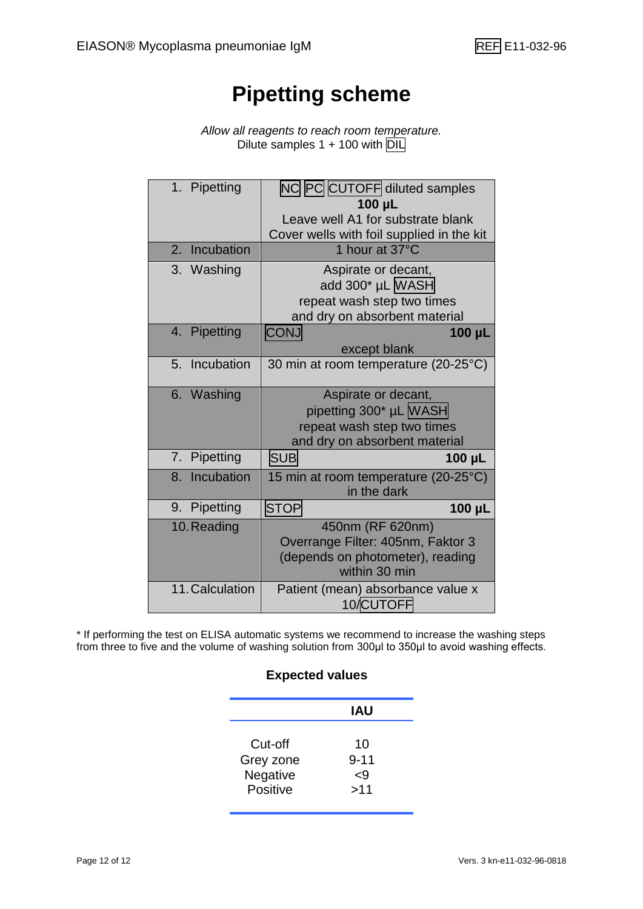# Pipetting scheme

*Allow all reagents to reach room temperature.*
Dilute samples 1 + 100 with DIL

| | |
|---|---|
| 1. Pipetting | NC PC CUTOFF diluted samples **100 µL** Leave well A1 for substrate blank Cover wells with foil supplied in the kit |
| 2. Incubation | 1 hour at 37°C |
| 3. Washing | Aspirate or decant, add 300* µL WASH repeat wash step two times and dry on absorbent material |
| 4. Pipetting | CONJ **100 µL** except blank |
| 5. Incubation | 30 min at room temperature (20-25°C) |
| 6. Washing | Aspirate or decant, pipetting 300* µL WASH repeat wash step two times and dry on absorbent material |
| 7. Pipetting | SUB **100 µL** |
| 8. Incubation | 15 min at room temperature (20-25°C) in the dark |
| 9. Pipetting | STOP **100 µL** |
| 10. Reading | 450nm (RF 620nm) Overrange Filter: 405nm, Faktor 3 (depends on photometer), reading within 30 min |
| 11. Calculation | Patient (mean) absorbance value x 10/CUTOFF |

\* If performing the test on ELISA automatic systems we recommend to increase the washing steps from three to five and the volume of washing solution from 300µl to 350µl to avoid washing effects.

### Expected values

| | IAU |
|---|---|
| Cut-off | 10 |
| Grey zone | 9-11 |
| Negative | <9 |
| Positive | >11 |